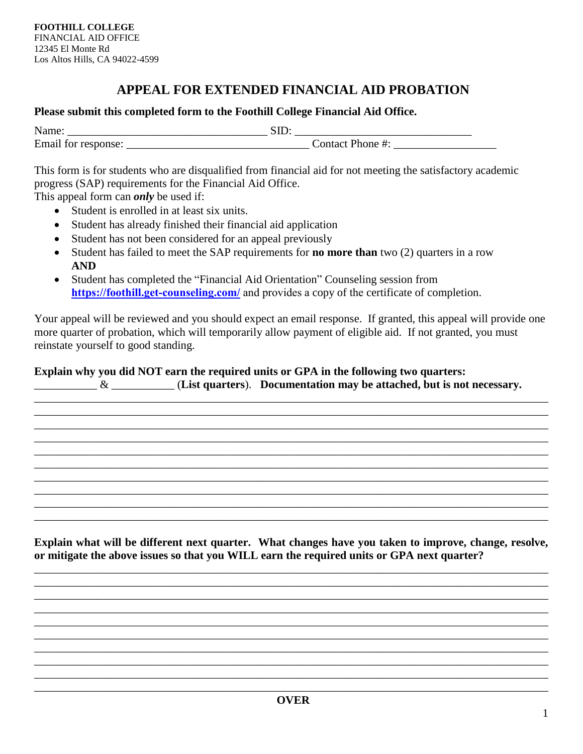**FOOTHILL COLLEGE**
FINANCIAL AID OFFICE
12345 El Monte Rd
Los Altos Hills, CA 94022-4599

# APPEAL FOR EXTENDED FINANCIAL AID PROBATION

**Please submit this completed form to the Foothill College Financial Aid Office.**

Name: ___________________________________ SID: _______________________________
Email for response: ________________________________ Contact Phone #: __________________

This form is for students who are disqualified from financial aid for not meeting the satisfactory academic progress (SAP) requirements for the Financial Aid Office.
This appeal form can ***only*** be used if:

- Student is enrolled in at least six units.
- Student has already finished their financial aid application
- Student has not been considered for an appeal previously
- Student has failed to meet the SAP requirements for **no more than** two (2) quarters in a row **AND**
- Student has completed the "Financial Aid Orientation" Counseling session from **https://foothill.get-counseling.com/** and provides a copy of the certificate of completion.

Your appeal will be reviewed and you should expect an email response. If granted, this appeal will provide one more quarter of probation, which will temporarily allow payment of eligible aid. If not granted, you must reinstate yourself to good standing.

**Explain why you did NOT earn the required units or GPA in the following two quarters:**
___________ & ___________ (**List quarters**). **Documentation may be attached, but is not necessary.**

_____________________________________________________________________________________________
_____________________________________________________________________________________________
_____________________________________________________________________________________________
_____________________________________________________________________________________________
_____________________________________________________________________________________________
_____________________________________________________________________________________________
_____________________________________________________________________________________________
_____________________________________________________________________________________________
_____________________________________________________________________________________________

**Explain what will be different next quarter. What changes have you taken to improve, change, resolve, or mitigate the above issues so that you WILL earn the required units or GPA next quarter?**

_____________________________________________________________________________________________
_____________________________________________________________________________________________
_____________________________________________________________________________________________
_____________________________________________________________________________________________
_____________________________________________________________________________________________
_____________________________________________________________________________________________
_____________________________________________________________________________________________
_____________________________________________________________________________________________
_____________________________________________________________________________________________
_____________________________________________________________________________________________

**OVER**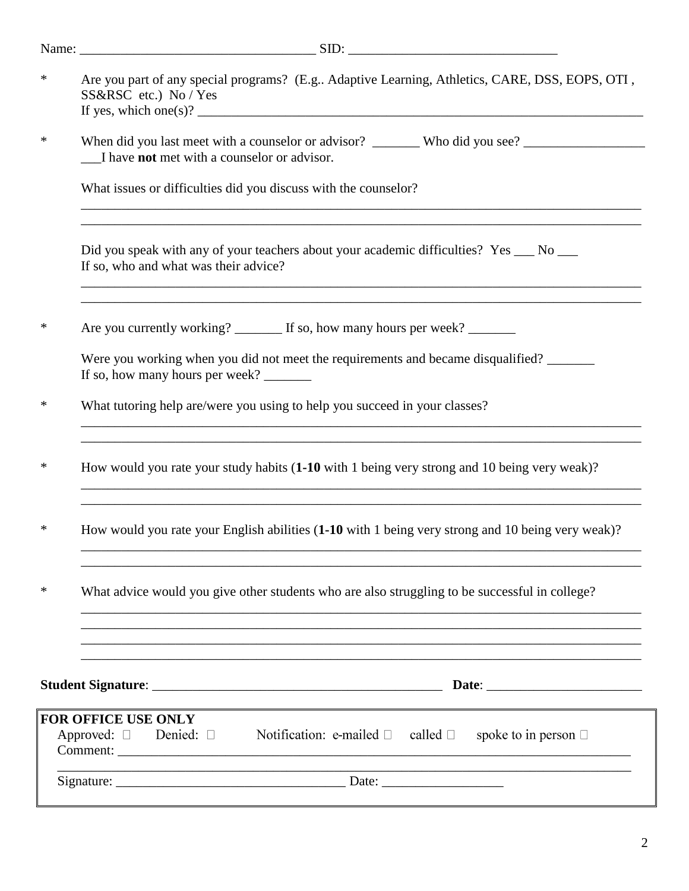Name: ___________________________________ SID: _______________________________

* Are you part of any special programs? (E.g.. Adaptive Learning, Athletics, CARE, DSS, EOPS, OTI , SS&RSC etc.) No / Yes
  If yes, which one(s)? ___________________________________________________________________

* When did you last meet with a counselor or advisor? _______ Who did you see? __________________
  ___I have **not** met with a counselor or advisor.

  What issues or difficulties did you discuss with the counselor?

  ____________________________________________________________________________________
  ____________________________________________________________________________________

  Did you speak with any of your teachers about your academic difficulties? Yes ___ No ___
  If so, who and what was their advice?

  ____________________________________________________________________________________
  ____________________________________________________________________________________

* Are you currently working? _______ If so, how many hours per week? _______

  Were you working when you did not meet the requirements and became disqualified? _______
  If so, how many hours per week? _______

* What tutoring help are/were you using to help you succeed in your classes?

  ____________________________________________________________________________________
  ____________________________________________________________________________________

* How would you rate your study habits (**1-10** with 1 being very strong and 10 being very weak)?

  ____________________________________________________________________________________
  ____________________________________________________________________________________

* How would you rate your English abilities (**1-10** with 1 being very strong and 10 being very weak)?

  ____________________________________________________________________________________
  ____________________________________________________________________________________

* What advice would you give other students who are also struggling to be successful in college?

  ____________________________________________________________________________________
  ____________________________________________________________________________________
  ____________________________________________________________________________________
  ____________________________________________________________________________________

**Student Signature**: ____________________________________________ **Date**: ______________________

**FOR OFFICE USE ONLY**

Approved: ☐ Denied: ☐ Notification: e-mailed ☐ called ☐ spoke to in person ☐

Comment: ________________________________________________________________________________

_______________________________________________________________________________________

Signature: _________________________________ Date: __________________